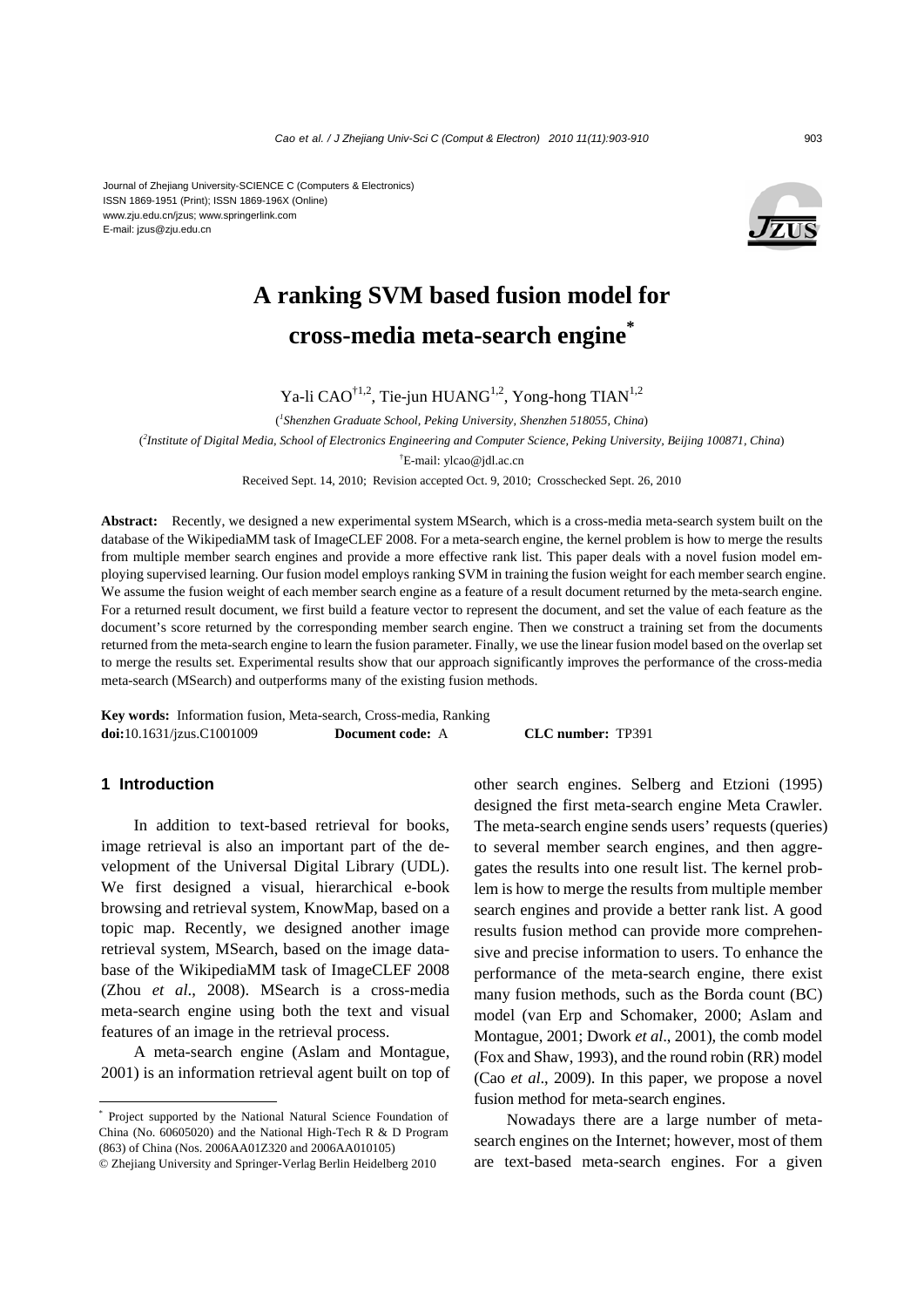Journal of Zhejiang University-SCIENCE C (Computers & Electronics)
ISSN 1869-1951 (Print); ISSN 1869-196X (Online)
www.zju.edu.cn/jzus; www.springerlink.com
E-mail: jzus@zju.edu.cn

# A ranking SVM based fusion model for cross-media meta-search engine*

Ya-li CAO[†1,2], Tie-jun HUANG[1,2], Yong-hong TIAN[1,2]

([1]*Shenzhen Graduate School, Peking University, Shenzhen 518055, China*)

([2]*Institute of Digital Media, School of Electronics Engineering and Computer Science, Peking University, Beijing 100871, China*)

[†]E-mail: ylcao@jdl.ac.cn

Received Sept. 14, 2010; Revision accepted Oct. 9, 2010; Crosschecked Sept. 26, 2010

**Abstract:** Recently, we designed a new experimental system MSearch, which is a cross-media meta-search system built on the database of the WikipediaMM task of ImageCLEF 2008. For a meta-search engine, the kernel problem is how to merge the results from multiple member search engines and provide a more effective rank list. This paper deals with a novel fusion model employing supervised learning. Our fusion model employs ranking SVM in training the fusion weight for each member search engine. We assume the fusion weight of each member search engine as a feature of a result document returned by the meta-search engine. For a returned result document, we first build a feature vector to represent the document, and set the value of each feature as the document's score returned by the corresponding member search engine. Then we construct a training set from the documents returned from the meta-search engine to learn the fusion parameter. Finally, we use the linear fusion model based on the overlap set to merge the results set. Experimental results show that our approach significantly improves the performance of the cross-media meta-search (MSearch) and outperforms many of the existing fusion methods.

**Key words:** Information fusion, Meta-search, Cross-media, Ranking
**doi:**10.1631/jzus.C1001009 **Document code:** A **CLC number:** TP391

## 1 Introduction

In addition to text-based retrieval for books, image retrieval is also an important part of the development of the Universal Digital Library (UDL). We first designed a visual, hierarchical e-book browsing and retrieval system, KnowMap, based on a topic map. Recently, we designed another image retrieval system, MSearch, based on the image database of the WikipediaMM task of ImageCLEF 2008 (Zhou *et al*., 2008). MSearch is a cross-media meta-search engine using both the text and visual features of an image in the retrieval process.

A meta-search engine (Aslam and Montague, 2001) is an information retrieval agent built on top of other search engines. Selberg and Etzioni (1995) designed the first meta-search engine Meta Crawler. The meta-search engine sends users' requests (queries) to several member search engines, and then aggregates the results into one result list. The kernel problem is how to merge the results from multiple member search engines and provide a better rank list. A good results fusion method can provide more comprehensive and precise information to users. To enhance the performance of the meta-search engine, there exist many fusion methods, such as the Borda count (BC) model (van Erp and Schomaker, 2000; Aslam and Montague, 2001; Dwork *et al*., 2001), the comb model (Fox and Shaw, 1993), and the round robin (RR) model (Cao *et al*., 2009). In this paper, we propose a novel fusion method for meta-search engines.

Nowadays there are a large number of meta-search engines on the Internet; however, most of them are text-based meta-search engines. For a given

---

* Project supported by the National Natural Science Foundation of China (No. 60605020) and the National High-Tech R & D Program (863) of China (Nos. 2006AA01Z320 and 2006AA010105)

© Zhejiang University and Springer-Verlag Berlin Heidelberg 2010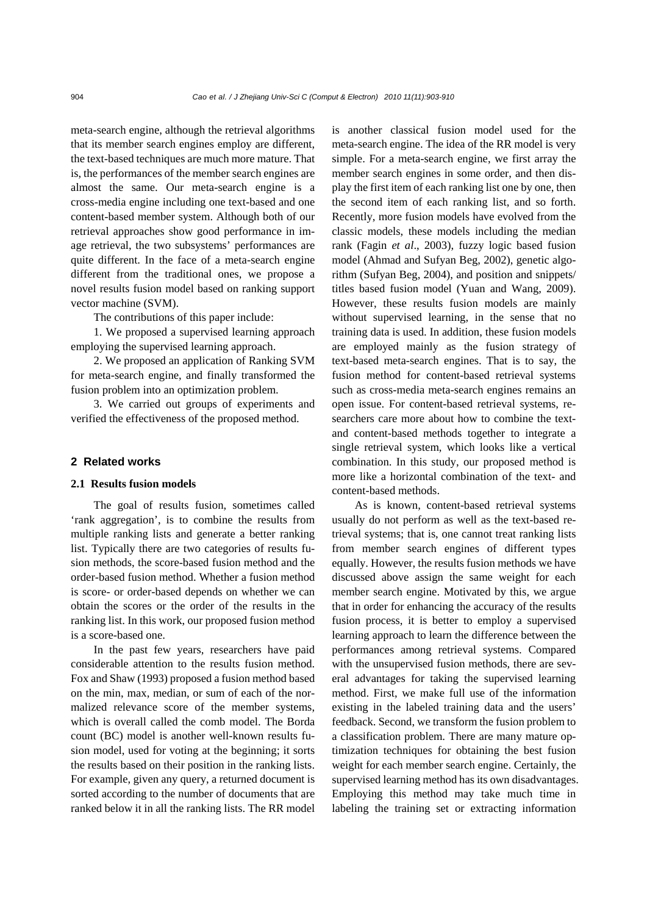meta-search engine, although the retrieval algorithms that its member search engines employ are different, the text-based techniques are much more mature. That is, the performances of the member search engines are almost the same. Our meta-search engine is a cross-media engine including one text-based and one content-based member system. Although both of our retrieval approaches show good performance in image retrieval, the two subsystems' performances are quite different. In the face of a meta-search engine different from the traditional ones, we propose a novel results fusion model based on ranking support vector machine (SVM).

The contributions of this paper include:

1. We proposed a supervised learning approach employing the supervised learning approach.

2. We proposed an application of Ranking SVM for meta-search engine, and finally transformed the fusion problem into an optimization problem.

3. We carried out groups of experiments and verified the effectiveness of the proposed method.

## 2 Related works

### 2.1 Results fusion models

The goal of results fusion, sometimes called 'rank aggregation', is to combine the results from multiple ranking lists and generate a better ranking list. Typically there are two categories of results fusion methods, the score-based fusion method and the order-based fusion method. Whether a fusion method is score- or order-based depends on whether we can obtain the scores or the order of the results in the ranking list. In this work, our proposed fusion method is a score-based one.

In the past few years, researchers have paid considerable attention to the results fusion method. Fox and Shaw (1993) proposed a fusion method based on the min, max, median, or sum of each of the normalized relevance score of the member systems, which is overall called the comb model. The Borda count (BC) model is another well-known results fusion model, used for voting at the beginning; it sorts the results based on their position in the ranking lists. For example, given any query, a returned document is sorted according to the number of documents that are ranked below it in all the ranking lists. The RR model is another classical fusion model used for the meta-search engine. The idea of the RR model is very simple. For a meta-search engine, we first array the member search engines in some order, and then display the first item of each ranking list one by one, then the second item of each ranking list, and so forth. Recently, more fusion models have evolved from the classic models, these models including the median rank (Fagin *et al*., 2003), fuzzy logic based fusion model (Ahmad and Sufyan Beg, 2002), genetic algorithm (Sufyan Beg, 2004), and position and snippets/titles based fusion model (Yuan and Wang, 2009). However, these results fusion models are mainly without supervised learning, in the sense that no training data is used. In addition, these fusion models are employed mainly as the fusion strategy of text-based meta-search engines. That is to say, the fusion method for content-based retrieval systems such as cross-media meta-search engines remains an open issue. For content-based retrieval systems, researchers care more about how to combine the text- and content-based methods together to integrate a single retrieval system, which looks like a vertical combination. In this study, our proposed method is more like a horizontal combination of the text- and content-based methods.

As is known, content-based retrieval systems usually do not perform as well as the text-based retrieval systems; that is, one cannot treat ranking lists from member search engines of different types equally. However, the results fusion methods we have discussed above assign the same weight for each member search engine. Motivated by this, we argue that in order for enhancing the accuracy of the results fusion process, it is better to employ a supervised learning approach to learn the difference between the performances among retrieval systems. Compared with the unsupervised fusion methods, there are several advantages for taking the supervised learning method. First, we make full use of the information existing in the labeled training data and the users' feedback. Second, we transform the fusion problem to a classification problem. There are many mature optimization techniques for obtaining the best fusion weight for each member search engine. Certainly, the supervised learning method has its own disadvantages. Employing this method may take much time in labeling the training set or extracting information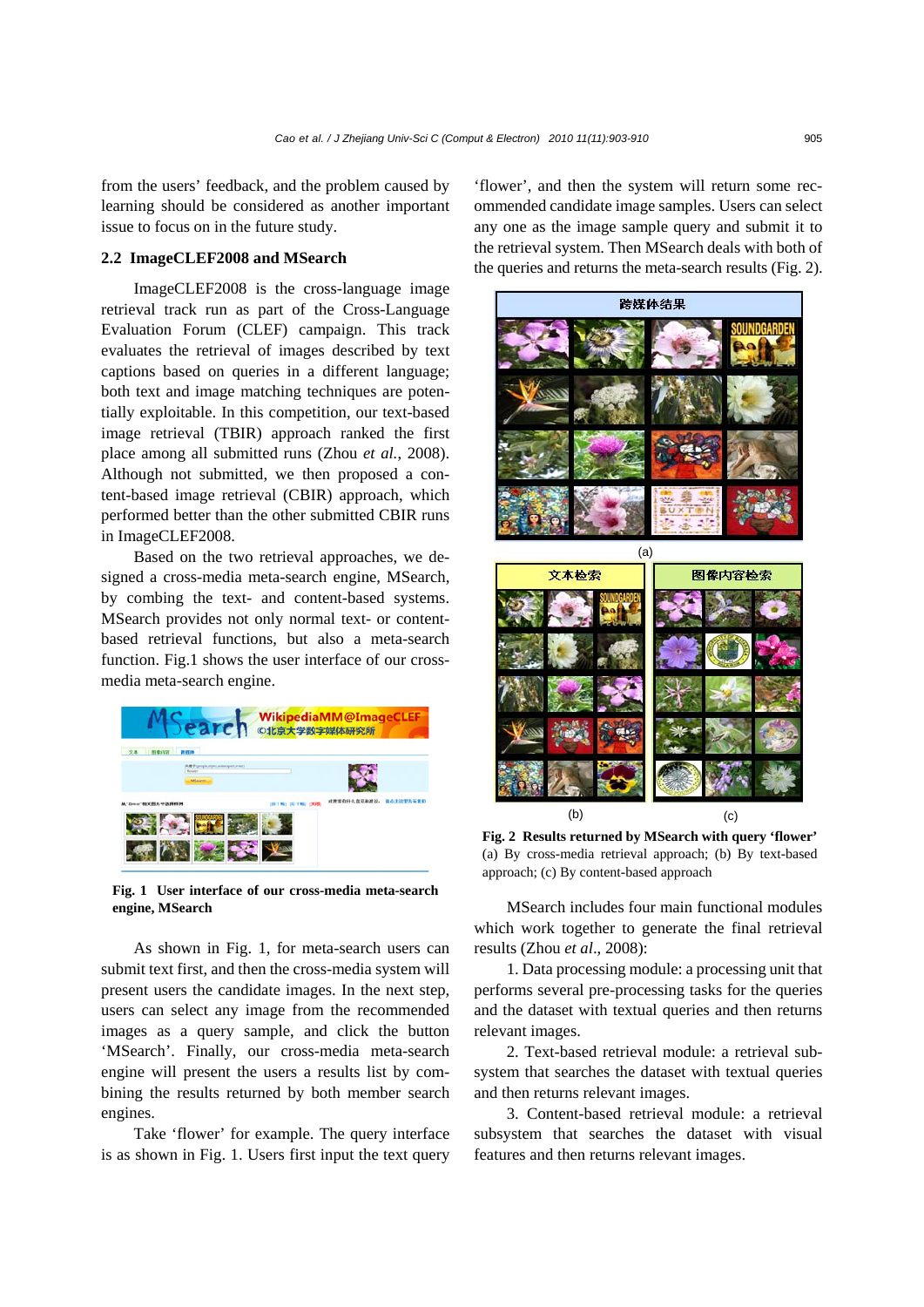from the users' feedback, and the problem caused by learning should be considered as another important issue to focus on in the future study.

## 2.2 ImageCLEF2008 and MSearch

ImageCLEF2008 is the cross-language image retrieval track run as part of the Cross-Language Evaluation Forum (CLEF) campaign. This track evaluates the retrieval of images described by text captions based on queries in a different language; both text and image matching techniques are potentially exploitable. In this competition, our text-based image retrieval (TBIR) approach ranked the first place among all submitted runs (Zhou *et al.*, 2008). Although not submitted, we then proposed a content-based image retrieval (CBIR) approach, which performed better than the other submitted CBIR runs in ImageCLEF2008.

Based on the two retrieval approaches, we designed a cross-media meta-search engine, MSearch, by combining the text- and content-based systems. MSearch provides not only normal text- or content-based retrieval functions, but also a meta-search function. Fig.1 shows the user interface of our cross-media meta-search engine.

**Fig. 1 User interface of our cross-media meta-search engine, MSearch**

As shown in Fig. 1, for meta-search users can submit text first, and then the cross-media system will present users the candidate images. In the next step, users can select any image from the recommended images as a query sample, and click the button 'MSearch'. Finally, our cross-media meta-search engine will present the users a results list by combining the results returned by both member search engines.

Take 'flower' for example. The query interface is as shown in Fig. 1. Users first input the text query 'flower', and then the system will return some recommended candidate image samples. Users can select any one as the image sample query and submit it to the retrieval system. Then MSearch deals with both of the queries and returns the meta-search results (Fig. 2).

**Fig. 2 Results returned by MSearch with query 'flower'**
(a) By cross-media retrieval approach; (b) By text-based approach; (c) By content-based approach

MSearch includes four main functional modules which work together to generate the final retrieval results (Zhou *et al*., 2008):

1. Data processing module: a processing unit that performs several pre-processing tasks for the queries and the dataset with textual queries and then returns relevant images.

2. Text-based retrieval module: a retrieval subsystem that searches the dataset with textual queries and then returns relevant images.

3. Content-based retrieval module: a retrieval subsystem that searches the dataset with visual features and then returns relevant images.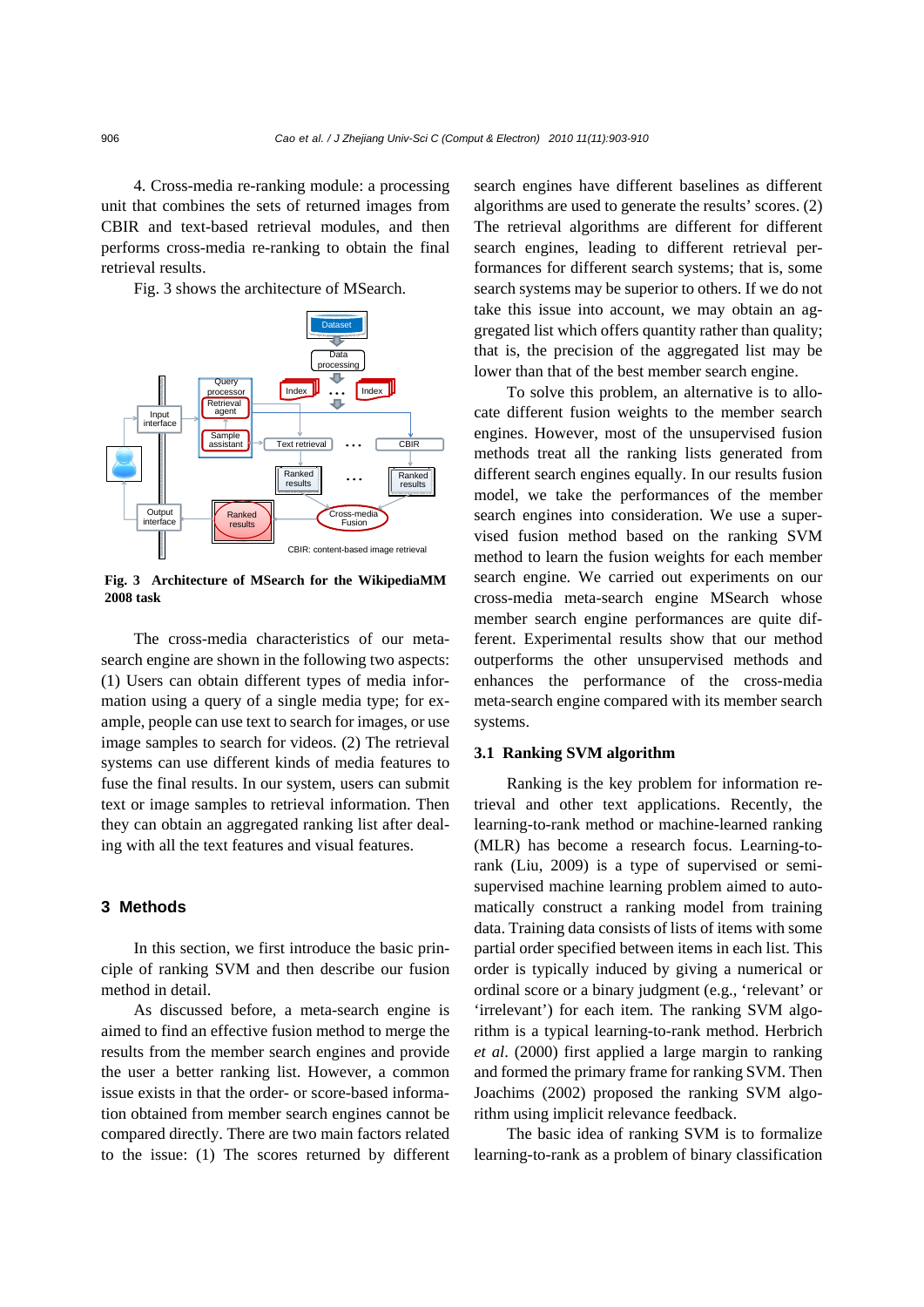4. Cross-media re-ranking module: a processing unit that combines the sets of returned images from CBIR and text-based retrieval modules, and then performs cross-media re-ranking to obtain the final retrieval results.

Fig. 3 shows the architecture of MSearch.

Dataset
Data processing
Index
Index
Query processor
Retrieval agent
Sample assistant
Input interface
Output interface
Text retrieval
CBIR
Ranked results
Ranked results
Ranked results
Cross-media Fusion
CBIR: content-based image retrieval

**Fig. 3 Architecture of MSearch for the WikipediaMM 2008 task**

The cross-media characteristics of our meta-search engine are shown in the following two aspects: (1) Users can obtain different types of media information using a query of a single media type; for example, people can use text to search for images, or use image samples to search for videos. (2) The retrieval systems can use different kinds of media features to fuse the final results. In our system, users can submit text or image samples to retrieval information. Then they can obtain an aggregated ranking list after dealing with all the text features and visual features.

## 3 Methods

In this section, we first introduce the basic principle of ranking SVM and then describe our fusion method in detail.

As discussed before, a meta-search engine is aimed to find an effective fusion method to merge the results from the member search engines and provide the user a better ranking list. However, a common issue exists in that the order- or score-based information obtained from member search engines cannot be compared directly. There are two main factors related to the issue: (1) The scores returned by different search engines have different baselines as different algorithms are used to generate the results' scores. (2) The retrieval algorithms are different for different search engines, leading to different retrieval performances for different search systems; that is, some search systems may be superior to others. If we do not take this issue into account, we may obtain an aggregated list which offers quantity rather than quality; that is, the precision of the aggregated list may be lower than that of the best member search engine.

To solve this problem, an alternative is to allocate different fusion weights to the member search engines. However, most of the unsupervised fusion methods treat all the ranking lists generated from different search engines equally. In our results fusion model, we take the performances of the member search engines into consideration. We use a supervised fusion method based on the ranking SVM method to learn the fusion weights for each member search engine. We carried out experiments on our cross-media meta-search engine MSearch whose member search engine performances are quite different. Experimental results show that our method outperforms the other unsupervised methods and enhances the performance of the cross-media meta-search engine compared with its member search systems.

### 3.1 Ranking SVM algorithm

Ranking is the key problem for information retrieval and other text applications. Recently, the learning-to-rank method or machine-learned ranking (MLR) has become a research focus. Learning-to-rank (Liu, 2009) is a type of supervised or semi-supervised machine learning problem aimed to automatically construct a ranking model from training data. Training data consists of lists of items with some partial order specified between items in each list. This order is typically induced by giving a numerical or ordinal score or a binary judgment (e.g., 'relevant' or 'irrelevant') for each item. The ranking SVM algorithm is a typical learning-to-rank method. Herbrich *et al*. (2000) first applied a large margin to ranking and formed the primary frame for ranking SVM. Then Joachims (2002) proposed the ranking SVM algorithm using implicit relevance feedback.

The basic idea of ranking SVM is to formalize learning-to-rank as a problem of binary classification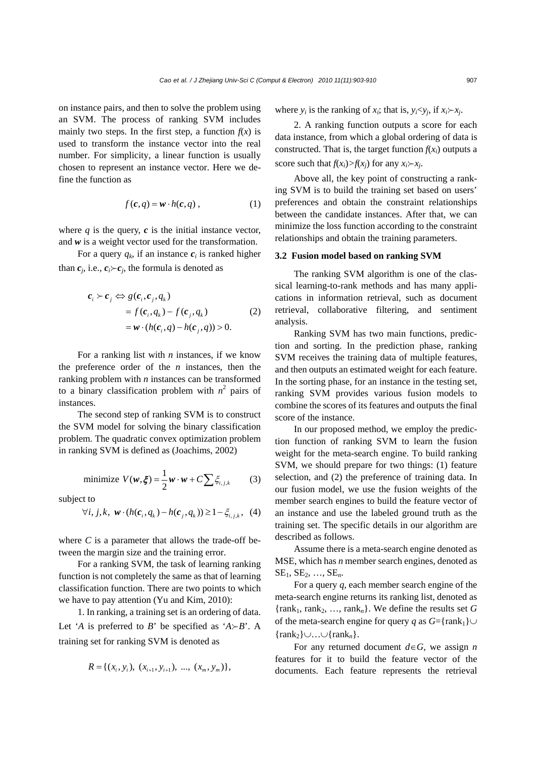on instance pairs, and then to solve the problem using an SVM. The process of ranking SVM includes mainly two steps. In the first step, a function $f(x)$ is used to transform the instance vector into the real number. For simplicity, a linear function is usually chosen to represent an instance vector. Here we define the function as

$$f(\boldsymbol{c}, q) = \boldsymbol{w} \cdot h(\boldsymbol{c}, q), \tag{1}$$

where $q$ is the query, $\boldsymbol{c}$ is the initial instance vector, and $\boldsymbol{w}$ is a weight vector used for the transformation.

For a query $q_k$, if an instance $\boldsymbol{c}_i$ is ranked higher than $\boldsymbol{c}_j$, i.e., $\boldsymbol{c}_i \succ \boldsymbol{c}_j$, the formula is denoted as

$$\begin{aligned} \boldsymbol{c}_i \succ \boldsymbol{c}_j \Leftrightarrow g(\boldsymbol{c}_i, \boldsymbol{c}_j, q_k) \\ = f(\boldsymbol{c}_i, q_k) - f(\boldsymbol{c}_j, q_k) \\ = \boldsymbol{w} \cdot (h(\boldsymbol{c}_i, q) - h(\boldsymbol{c}_j, q)) > 0. \end{aligned} \tag{2}$$

For a ranking list with $n$ instances, if we know the preference order of the $n$ instances, then the ranking problem with $n$ instances can be transformed to a binary classification problem with $n^2$ pairs of instances.

The second step of ranking SVM is to construct the SVM model for solving the binary classification problem. The quadratic convex optimization problem in ranking SVM is defined as (Joachims, 2002)

$$\text{minimize } V(\boldsymbol{w}, \boldsymbol{\xi}) = \frac{1}{2}\boldsymbol{w} \cdot \boldsymbol{w} + C\sum \xi_{i,j,k} \tag{3}$$

subject to

$$\forall i, j, k,\ \boldsymbol{w} \cdot (h(\boldsymbol{c}_i, q_k) - h(\boldsymbol{c}_j, q_k)) \geq 1 - \xi_{i,j,k}, \tag{4}$$

where $C$ is a parameter that allows the trade-off between the margin size and the training error.

For a ranking SVM, the task of learning ranking function is not completely the same as that of learning classification function. There are two points to which we have to pay attention (Yu and Kim, 2010):

1. In ranking, a training set is an ordering of data. Let '$A$ is preferred to $B$' be specified as '$A \succ B$'. A training set for ranking SVM is denoted as

$$R = \{(x_i, y_i),\ (x_{i+1}, y_{i+1}),\ ...,\ (x_m, y_m)\},$$

where $y_i$ is the ranking of $x_i$; that is, $y_i < y_j$, if $x_i \succ x_j$.

2. A ranking function outputs a score for each data instance, from which a global ordering of data is constructed. That is, the target function $f(x_i)$ outputs a score such that $f(x_i) > f(x_j)$ for any $x_i \succ x_j$.

Above all, the key point of constructing a ranking SVM is to build the training set based on users' preferences and obtain the constraint relationships between the candidate instances. After that, we can minimize the loss function according to the constraint relationships and obtain the training parameters.

### 3.2 Fusion model based on ranking SVM

The ranking SVM algorithm is one of the classical learning-to-rank methods and has many applications in information retrieval, such as document retrieval, collaborative filtering, and sentiment analysis.

Ranking SVM has two main functions, prediction and sorting. In the prediction phase, ranking SVM receives the training data of multiple features, and then outputs an estimated weight for each feature. In the sorting phase, for an instance in the testing set, ranking SVM provides various fusion models to combine the scores of its features and outputs the final score of the instance.

In our proposed method, we employ the prediction function of ranking SVM to learn the fusion weight for the meta-search engine. To build ranking SVM, we should prepare for two things: (1) feature selection, and (2) the preference of training data. In our fusion model, we use the fusion weights of the member search engines to build the feature vector of an instance and use the labeled ground truth as the training set. The specific details in our algorithm are described as follows.

Assume there is a meta-search engine denoted as MSE, which has $n$ member search engines, denoted as $\text{SE}_1$, $\text{SE}_2$, …, $\text{SE}_n$.

For a query $q$, each member search engine of the meta-search engine returns its ranking list, denoted as $\{\text{rank}_1, \text{rank}_2, …, \text{rank}_n\}$. We define the results set $G$ of the meta-search engine for query $q$ as $G=\{\text{rank}_1\} \cup \{\text{rank}_2\} \cup … \cup \{\text{rank}_n\}$.

For any returned document $d \in G$, we assign $n$ features for it to build the feature vector of the documents. Each feature represents the retrieval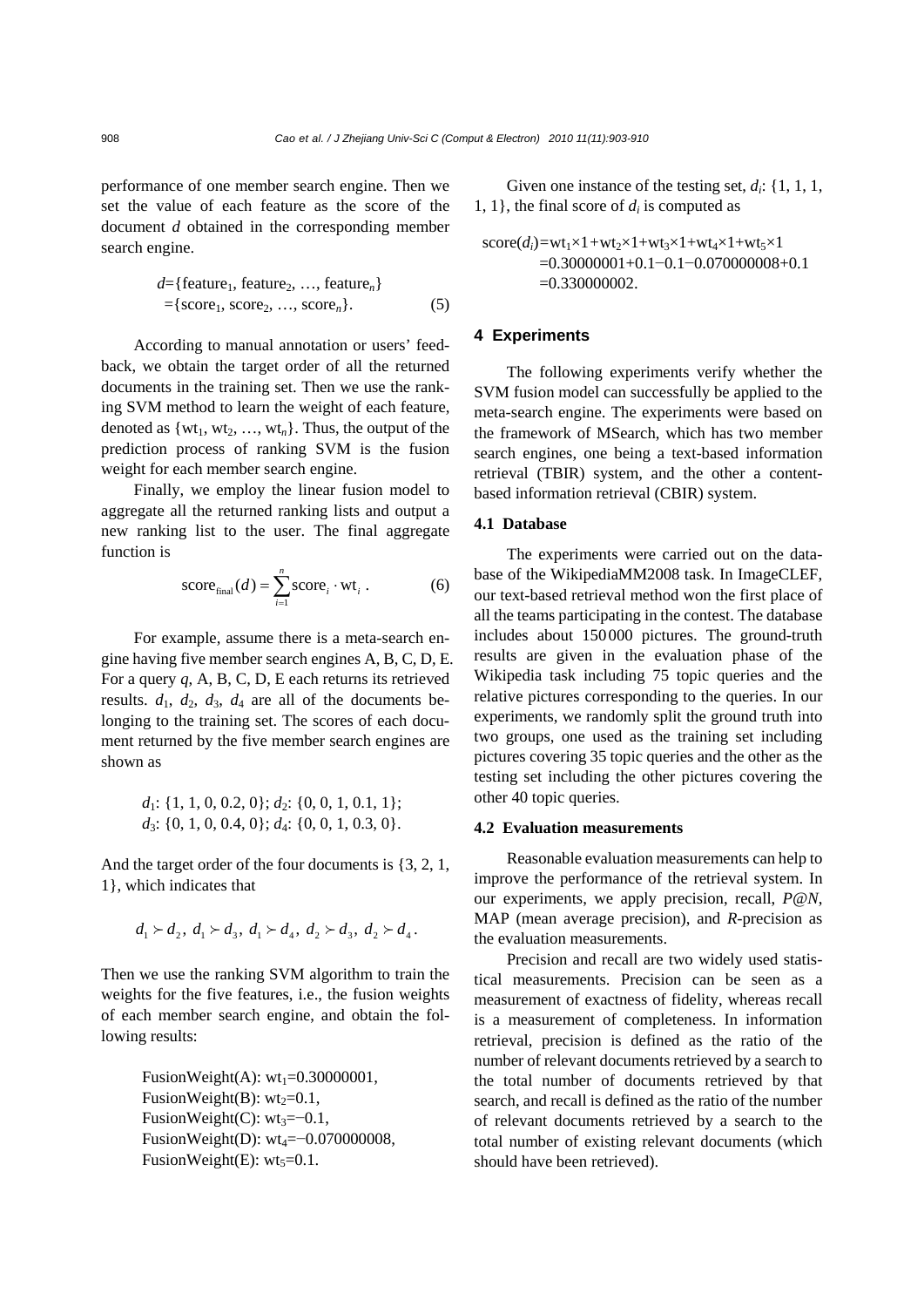performance of one member search engine. Then we set the value of each feature as the score of the document *d* obtained in the corresponding member search engine.

$$d=\{\text{feature}_1, \text{feature}_2, \ldots, \text{feature}_n\}$$
$$=\{\text{score}_1, \text{score}_2, \ldots, \text{score}_n\}. \quad (5)$$

According to manual annotation or users' feedback, we obtain the target order of all the returned documents in the training set. Then we use the ranking SVM method to learn the weight of each feature, denoted as $\{\text{wt}_1, \text{wt}_2, \ldots, \text{wt}_n\}$. Thus, the output of the prediction process of ranking SVM is the fusion weight for each member search engine.

Finally, we employ the linear fusion model to aggregate all the returned ranking lists and output a new ranking list to the user. The final aggregate function is

$$\text{score}_{\text{final}}(d) = \sum_{i=1}^{n} \text{score}_i \cdot \text{wt}_i \,. \quad (6)$$

For example, assume there is a meta-search engine having five member search engines A, B, C, D, E. For a query *q*, A, B, C, D, E each returns its retrieved results. $d_1$, $d_2$, $d_3$, $d_4$ are all of the documents belonging to the training set. The scores of each document returned by the five member search engines are shown as

$d_1$: {1, 1, 0, 0.2, 0}; $d_2$: {0, 0, 1, 0.1, 1};
$d_3$: {0, 1, 0, 0.4, 0}; $d_4$: {0, 0, 1, 0.3, 0}.

And the target order of the four documents is {3, 2, 1, 1}, which indicates that

$$d_1 \succ d_2,\ d_1 \succ d_3,\ d_1 \succ d_4,\ d_2 \succ d_3,\ d_2 \succ d_4.$$

Then we use the ranking SVM algorithm to train the weights for the five features, i.e., the fusion weights of each member search engine, and obtain the following results:

FusionWeight(A): $\text{wt}_1$=0.30000001,
FusionWeight(B): $\text{wt}_2$=0.1,
FusionWeight(C): $\text{wt}_3$=−0.1,
FusionWeight(D): $\text{wt}_4$=−0.070000008,
FusionWeight(E): $\text{wt}_5$=0.1.

Given one instance of the testing set, $d_i$: {1, 1, 1, 1, 1}, the final score of $d_i$ is computed as

$$\begin{aligned}\text{score}(d_i) &= \text{wt}_1\times1+\text{wt}_2\times1+\text{wt}_3\times1+\text{wt}_4\times1+\text{wt}_5\times1 \\ &= 0.30000001+0.1-0.1-0.070000008+0.1 \\ &= 0.330000002.\end{aligned}$$

## 4 Experiments

The following experiments verify whether the SVM fusion model can successfully be applied to the meta-search engine. The experiments were based on the framework of MSearch, which has two member search engines, one being a text-based information retrieval (TBIR) system, and the other a content-based information retrieval (CBIR) system.

### 4.1 Database

The experiments were carried out on the database of the WikipediaMM2008 task. In ImageCLEF, our text-based retrieval method won the first place of all the teams participating in the contest. The database includes about 150000 pictures. The ground-truth results are given in the evaluation phase of the Wikipedia task including 75 topic queries and the relative pictures corresponding to the queries. In our experiments, we randomly split the ground truth into two groups, one used as the training set including pictures covering 35 topic queries and the other as the testing set including the other pictures covering the other 40 topic queries.

### 4.2 Evaluation measurements

Reasonable evaluation measurements can help to improve the performance of the retrieval system. In our experiments, we apply precision, recall, *P@N*, MAP (mean average precision), and *R*-precision as the evaluation measurements.

Precision and recall are two widely used statistical measurements. Precision can be seen as a measurement of exactness of fidelity, whereas recall is a measurement of completeness. In information retrieval, precision is defined as the ratio of the number of relevant documents retrieved by a search to the total number of documents retrieved by that search, and recall is defined as the ratio of the number of relevant documents retrieved by a search to the total number of existing relevant documents (which should have been retrieved).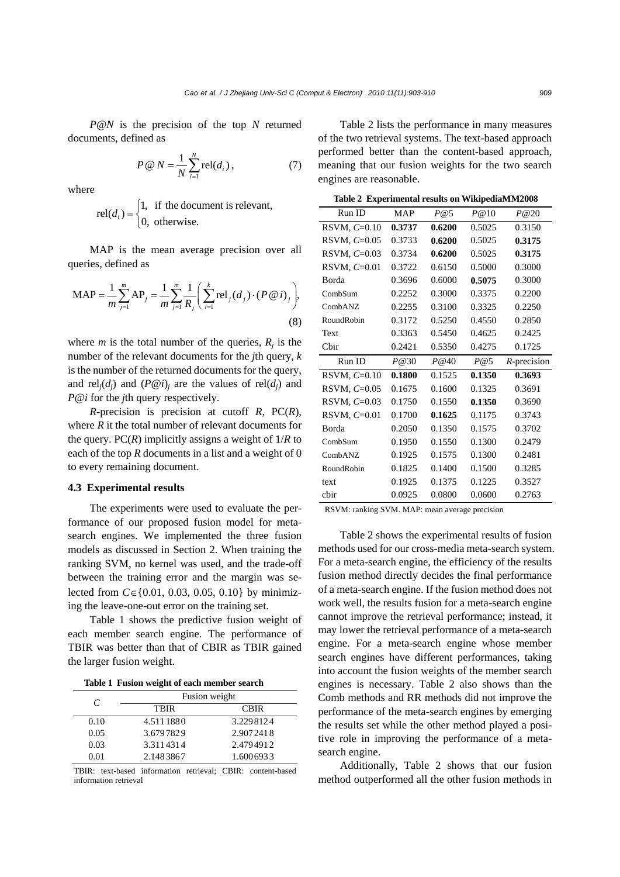$P@N$ is the precision of the top $N$ returned documents, defined as

$$P@N = \frac{1}{N}\sum_{i=1}^{N}\text{rel}(d_i), \tag{7}$$

where

$$\text{rel}(d_i) = \begin{cases} 1, & \text{if the document is relevant,} \\ 0, & \text{otherwise.} \end{cases}$$

MAP is the mean average precision over all queries, defined as

$$\text{MAP} = \frac{1}{m}\sum_{j=1}^{m}\text{AP}_j = \frac{1}{m}\sum_{j=1}^{m}\frac{1}{R_j}\left(\sum_{i=1}^{k}\text{rel}_j(d_j)\cdot(P@i)_j\right), \tag{8}$$

where $m$ is the total number of the queries, $R_j$ is the number of the relevant documents for the $j$th query, $k$ is the number of the returned documents for the query, and $\text{rel}_j(d_j)$ and $(P@i)_j$ are the values of $\text{rel}(d_j)$ and $P@i$ for the $j$th query respectively.

$R$-precision is precision at cutoff $R$, PC($R$), where $R$ it the total number of relevant documents for the query. PC($R$) implicitly assigns a weight of $1/R$ to each of the top $R$ documents in a list and a weight of 0 to every remaining document.

### 4.3 Experimental results

The experiments were used to evaluate the performance of our proposed fusion model for meta-search engines. We implemented the three fusion models as discussed in Section 2. When training the ranking SVM, no kernel was used, and the trade-off between the training error and the margin was selected from $C\in\{0.01, 0.03, 0.05, 0.10\}$ by minimizing the leave-one-out error on the training set.

Table 1 shows the predictive fusion weight of each member search engine. The performance of TBIR was better than that of CBIR as TBIR gained the larger fusion weight.

**Table 1 Fusion weight of each member search**

| $C$ | Fusion weight | |
|---|---|---|
| | TBIR | CBIR |
| 0.10 | 4.5111880 | 3.2298124 |
| 0.05 | 3.6797829 | 2.9072418 |
| 0.03 | 3.3114314 | 2.4794912 |
| 0.01 | 2.1483867 | 1.6006933 |

TBIR: text-based information retrieval; CBIR: content-based information retrieval

Table 2 lists the performance in many measures of the two retrieval systems. The text-based approach performed better than the content-based approach, meaning that our fusion weights for the two search engines are reasonable.

**Table 2 Experimental results on WikipediaMM2008**

| Run ID | MAP | $P$@5 | $P$@10 | $P$@20 |
|---|---|---|---|---|
| RSVM, $C$=0.10 | **0.3737** | **0.6200** | 0.5025 | 0.3150 |
| RSVM, $C$=0.05 | 0.3733 | **0.6200** | 0.5025 | **0.3175** |
| RSVM, $C$=0.03 | 0.3734 | **0.6200** | 0.5025 | **0.3175** |
| RSVM, $C$=0.01 | 0.3722 | 0.6150 | 0.5000 | 0.3000 |
| Borda | 0.3696 | 0.6000 | **0.5075** | 0.3000 |
| CombSum | 0.2252 | 0.3000 | 0.3375 | 0.2200 |
| CombANZ | 0.2255 | 0.3100 | 0.3325 | 0.2250 |
| RoundRobin | 0.3172 | 0.5250 | 0.4550 | 0.2850 |
| Text | 0.3363 | 0.5450 | 0.4625 | 0.2425 |
| Cbir | 0.2421 | 0.5350 | 0.4275 | 0.1725 |
| **Run ID** | **$P$@30** | **$P$@40** | **$P$@5** | **$R$-precision** |
| RSVM, $C$=0.10 | **0.1800** | 0.1525 | **0.1350** | **0.3693** |
| RSVM, $C$=0.05 | 0.1675 | 0.1600 | 0.1325 | 0.3691 |
| RSVM, $C$=0.03 | 0.1750 | 0.1550 | **0.1350** | 0.3690 |
| RSVM, $C$=0.01 | 0.1700 | **0.1625** | 0.1175 | 0.3743 |
| Borda | 0.2050 | 0.1350 | 0.1575 | 0.3702 |
| CombSum | 0.1950 | 0.1550 | 0.1300 | 0.2479 |
| CombANZ | 0.1925 | 0.1575 | 0.1300 | 0.2481 |
| RoundRobin | 0.1825 | 0.1400 | 0.1500 | 0.3285 |
| text | 0.1925 | 0.1375 | 0.1225 | 0.3527 |
| cbir | 0.0925 | 0.0800 | 0.0600 | 0.2763 |

RSVM: ranking SVM. MAP: mean average precision

Table 2 shows the experimental results of fusion methods used for our cross-media meta-search system. For a meta-search engine, the efficiency of the results fusion method directly decides the final performance of a meta-search engine. If the fusion method does not work well, the results fusion for a meta-search engine cannot improve the retrieval performance; instead, it may lower the retrieval performance of a meta-search engine. For a meta-search engine whose member search engines have different performances, taking into account the fusion weights of the member search engines is necessary. Table 2 also shows than the Comb methods and RR methods did not improve the performance of the meta-search engines by emerging the results set while the other method played a positive role in improving the performance of a meta-search engine.

Additionally, Table 2 shows that our fusion method outperformed all the other fusion methods in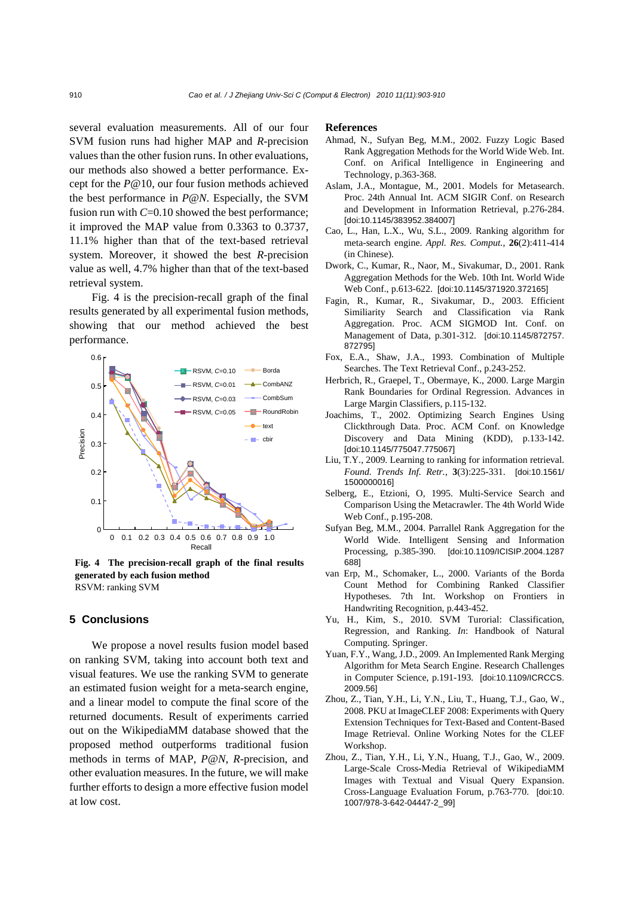several evaluation measurements. All of our four SVM fusion runs had higher MAP and *R*-precision values than the other fusion runs. In other evaluations, our methods also showed a better performance. Except for the *P*@10, our four fusion methods achieved the best performance in *P*@*N*. Especially, the SVM fusion run with $C$=0.10 showed the best performance; it improved the MAP value from 0.3363 to 0.3737, 11.1% higher than that of the text-based retrieval system. Moreover, it showed the best *R*-precision value as well, 4.7% higher than that of the text-based retrieval system.

Fig. 4 is the precision-recall graph of the final results generated by all experimental fusion methods, showing that our method achieved the best performance.

Precision
0.6
0.5
0.4
0.3
0.2
0.1
0
0 0.1 0.2 0.3 0.4 0.5 0.6 0.7 0.8 0.9 1.0
Recall

RSVM, C=0.10
RSVM, C=0.01
RSVM, C=0.03
RSVM, C=0.05
Borda
CombANZ
CombSum
RoundRobin
text
cbir

**Fig. 4 The precision-recall graph of the final results generated by each fusion method**
RSVM: ranking SVM

## 5 Conclusions

We propose a novel results fusion model based on ranking SVM, taking into account both text and visual features. We use the ranking SVM to generate an estimated fusion weight for a meta-search engine, and a linear model to compute the final score of the returned documents. Result of experiments carried out on the WikipediaMM database showed that the proposed method outperforms traditional fusion methods in terms of MAP, *P*@*N*, *R*-precision, and other evaluation measures. In the future, we will make further efforts to design a more effective fusion model at low cost.

## References

Ahmad, N., Sufyan Beg, M.M., 2002. Fuzzy Logic Based Rank Aggregation Methods for the World Wide Web. Int. Conf. on Arifical Intelligence in Engineering and Technology, p.363-368.

Aslam, J.A., Montague, M., 2001. Models for Metasearch. Proc. 24th Annual Int. ACM SIGIR Conf. on Research and Development in Information Retrieval, p.276-284. [doi:10.1145/383952.384007]

Cao, L., Han, L.X., Wu, S.L., 2009. Ranking algorithm for meta-search engine. *Appl. Res. Comput.*, **26**(2):411-414 (in Chinese).

Dwork, C., Kumar, R., Naor, M., Sivakumar, D., 2001. Rank Aggregation Methods for the Web. 10th Int. World Wide Web Conf., p.613-622. [doi:10.1145/371920.372165]

Fagin, R., Kumar, R., Sivakumar, D., 2003. Efficient Similiarity Search and Classification via Rank Aggregation. Proc. ACM SIGMOD Int. Conf. on Management of Data, p.301-312. [doi:10.1145/872757.872795]

Fox, E.A., Shaw, J.A., 1993. Combination of Multiple Searches. The Text Retrieval Conf., p.243-252.

Herbrich, R., Graepel, T., Obermaye, K., 2000. Large Margin Rank Boundaries for Ordinal Regression. Advances in Large Margin Classifiers, p.115-132.

Joachims, T., 2002. Optimizing Search Engines Using Clickthrough Data. Proc. ACM Conf. on Knowledge Discovery and Data Mining (KDD), p.133-142. [doi:10.1145/775047.775067]

Liu, T.Y., 2009. Learning to ranking for information retrieval. *Found. Trends Inf. Retr.*, **3**(3):225-331. [doi:10.1561/1500000016]

Selberg, E., Etzioni, O, 1995. Multi-Service Search and Comparison Using the Metacrawler. The 4th World Wide Web Conf., p.195-208.

Sufyan Beg, M.M., 2004. Parrallel Rank Aggregation for the World Wide. Intelligent Sensing and Information Processing, p.385-390. [doi:10.1109/ICISIP.2004.1287688]

van Erp, M., Schomaker, L., 2000. Variants of the Borda Count Method for Combining Ranked Classifier Hypotheses. 7th Int. Workshop on Frontiers in Handwriting Recognition, p.443-452.

Yu, H., Kim, S., 2010. SVM Turorial: Classification, Regression, and Ranking. *In*: Handbook of Natural Computing. Springer.

Yuan, F.Y., Wang, J.D., 2009. An Implemented Rank Merging Algorithm for Meta Search Engine. Research Challenges in Computer Science, p.191-193. [doi:10.1109/ICRCCS.2009.56]

Zhou, Z., Tian, Y.H., Li, Y.N., Liu, T., Huang, T.J., Gao, W., 2008. PKU at ImageCLEF 2008: Experiments with Query Extension Techniques for Text-Based and Content-Based Image Retrieval. Online Working Notes for the CLEF Workshop.

Zhou, Z., Tian, Y.H., Li, Y.N., Huang, T.J., Gao, W., 2009. Large-Scale Cross-Media Retrieval of WikipediaMM Images with Textual and Visual Query Expansion. Cross-Language Evaluation Forum, p.763-770. [doi:10.1007/978-3-642-04447-2_99]